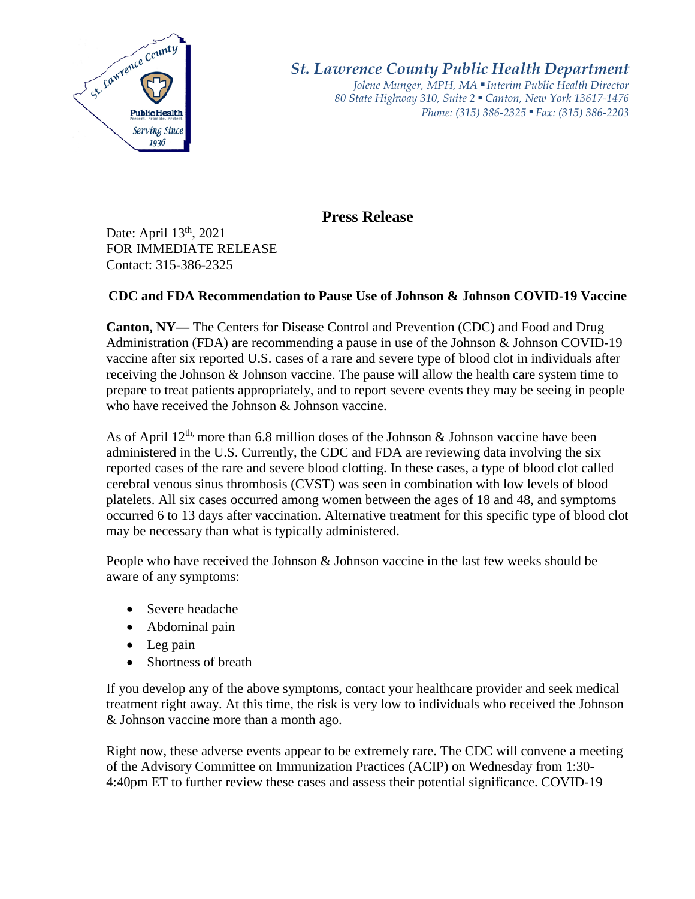# St. Lawrence County Public Health Department

*Jolene Munger, MPH, MA ▪ Interim Public Health Director*
*80 State Highway 310, Suite 2 ▪ Canton, New York 13617-1476*
*Phone: (315) 386-2325 ▪ Fax: (315) 386-2203*

## Press Release

Date: April 13th, 2021
FOR IMMEDIATE RELEASE
Contact: 315-386-2325

### CDC and FDA Recommendation to Pause Use of Johnson & Johnson COVID-19 Vaccine

**Canton, NY—** The Centers for Disease Control and Prevention (CDC) and Food and Drug Administration (FDA) are recommending a pause in use of the Johnson & Johnson COVID-19 vaccine after six reported U.S. cases of a rare and severe type of blood clot in individuals after receiving the Johnson & Johnson vaccine. The pause will allow the health care system time to prepare to treat patients appropriately, and to report severe events they may be seeing in people who have received the Johnson & Johnson vaccine.

As of April 12th, more than 6.8 million doses of the Johnson & Johnson vaccine have been administered in the U.S. Currently, the CDC and FDA are reviewing data involving the six reported cases of the rare and severe blood clotting. In these cases, a type of blood clot called cerebral venous sinus thrombosis (CVST) was seen in combination with low levels of blood platelets. All six cases occurred among women between the ages of 18 and 48, and symptoms occurred 6 to 13 days after vaccination. Alternative treatment for this specific type of blood clot may be necessary than what is typically administered.

People who have received the Johnson & Johnson vaccine in the last few weeks should be aware of any symptoms:

- Severe headache
- Abdominal pain
- Leg pain
- Shortness of breath

If you develop any of the above symptoms, contact your healthcare provider and seek medical treatment right away. At this time, the risk is very low to individuals who received the Johnson & Johnson vaccine more than a month ago.

Right now, these adverse events appear to be extremely rare. The CDC will convene a meeting of the Advisory Committee on Immunization Practices (ACIP) on Wednesday from 1:30-4:40pm ET to further review these cases and assess their potential significance. COVID-19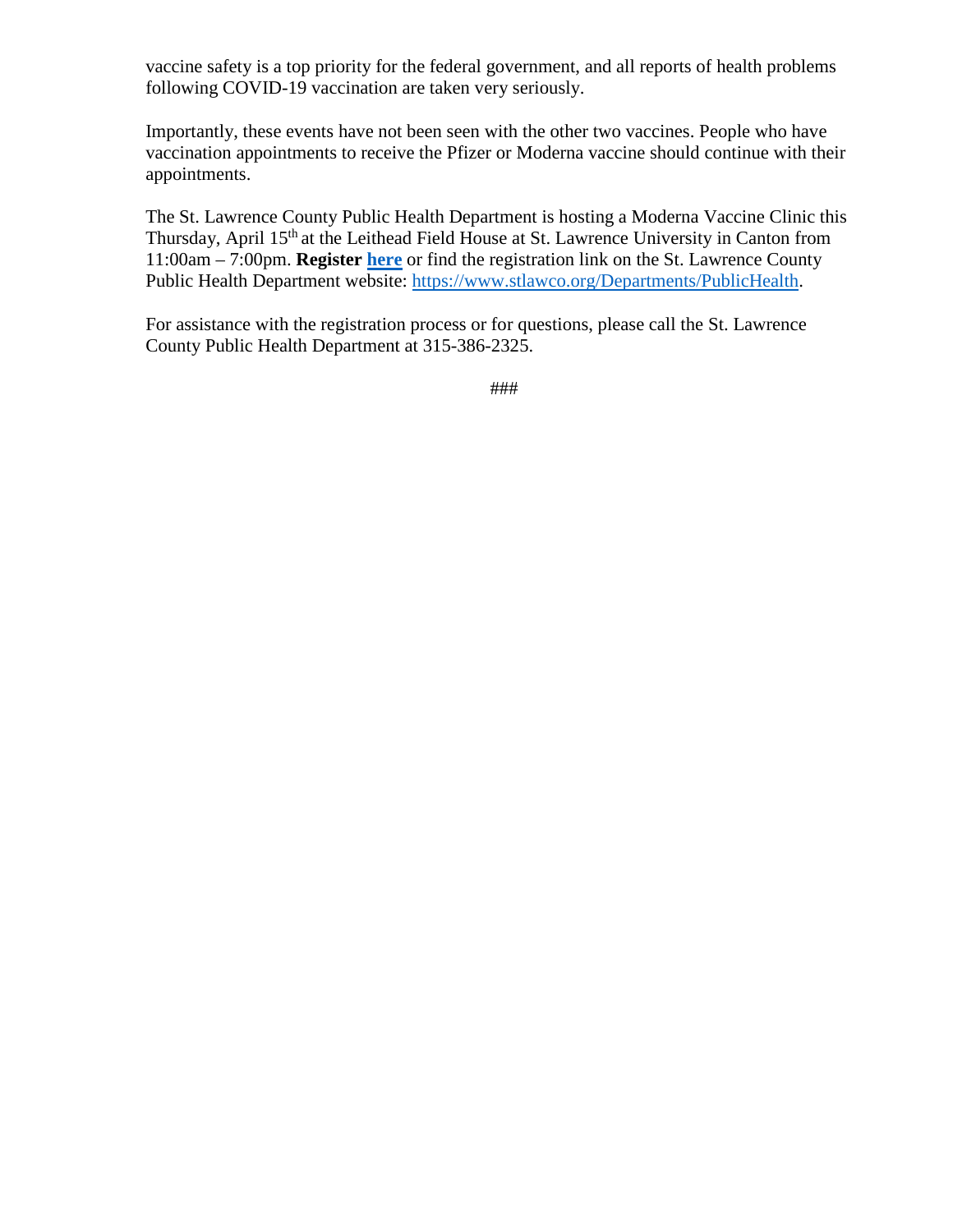vaccine safety is a top priority for the federal government, and all reports of health problems following COVID-19 vaccination are taken very seriously.

Importantly, these events have not been seen with the other two vaccines. People who have vaccination appointments to receive the Pfizer or Moderna vaccine should continue with their appointments.

The St. Lawrence County Public Health Department is hosting a Moderna Vaccine Clinic this Thursday, April 15th at the Leithead Field House at St. Lawrence University in Canton from 11:00am – 7:00pm. **Register here** or find the registration link on the St. Lawrence County Public Health Department website: https://www.stlawco.org/Departments/PublicHealth.

For assistance with the registration process or for questions, please call the St. Lawrence County Public Health Department at 315-386-2325.

###